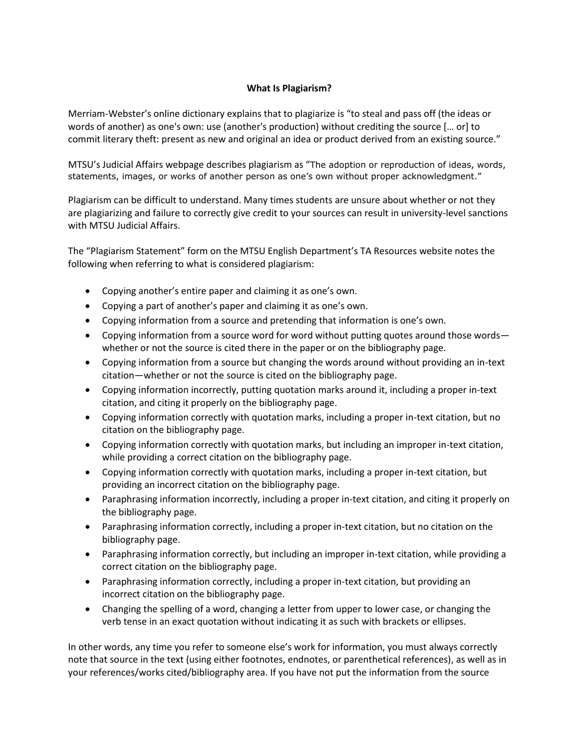**What Is Plagiarism?**

Merriam-Webster's online dictionary explains that to plagiarize is "to steal and pass off (the ideas or words of another) as one's own: use (another's production) without crediting the source [… or] to commit literary theft: present as new and original an idea or product derived from an existing source."

MTSU's Judicial Affairs webpage describes plagiarism as "The adoption or reproduction of ideas, words, statements, images, or works of another person as one's own without proper acknowledgment."

Plagiarism can be difficult to understand. Many times students are unsure about whether or not they are plagiarizing and failure to correctly give credit to your sources can result in university-level sanctions with MTSU Judicial Affairs.

The "Plagiarism Statement" form on the MTSU English Department's TA Resources website notes the following when referring to what is considered plagiarism:

- Copying another's entire paper and claiming it as one's own.
- Copying a part of another's paper and claiming it as one's own.
- Copying information from a source and pretending that information is one's own.
- Copying information from a source word for word without putting quotes around those words—whether or not the source is cited there in the paper or on the bibliography page.
- Copying information from a source but changing the words around without providing an in-text citation—whether or not the source is cited on the bibliography page.
- Copying information incorrectly, putting quotation marks around it, including a proper in-text citation, and citing it properly on the bibliography page.
- Copying information correctly with quotation marks, including a proper in-text citation, but no citation on the bibliography page.
- Copying information correctly with quotation marks, but including an improper in-text citation, while providing a correct citation on the bibliography page.
- Copying information correctly with quotation marks, including a proper in-text citation, but providing an incorrect citation on the bibliography page.
- Paraphrasing information incorrectly, including a proper in-text citation, and citing it properly on the bibliography page.
- Paraphrasing information correctly, including a proper in-text citation, but no citation on the bibliography page.
- Paraphrasing information correctly, but including an improper in-text citation, while providing a correct citation on the bibliography page.
- Paraphrasing information correctly, including a proper in-text citation, but providing an incorrect citation on the bibliography page.
- Changing the spelling of a word, changing a letter from upper to lower case, or changing the verb tense in an exact quotation without indicating it as such with brackets or ellipses.

In other words, any time you refer to someone else's work for information, you must always correctly note that source in the text (using either footnotes, endnotes, or parenthetical references), as well as in your references/works cited/bibliography area. If you have not put the information from the source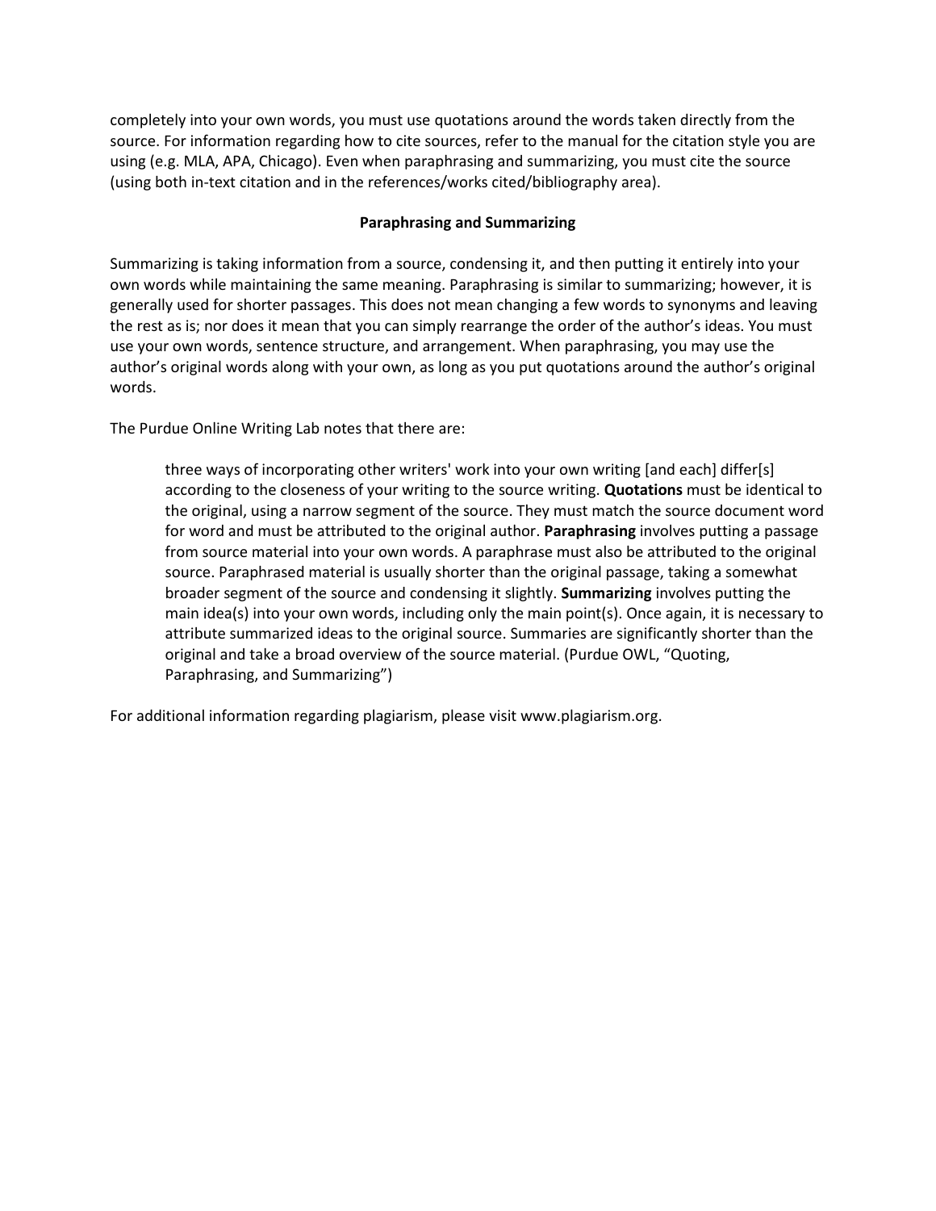completely into your own words, you must use quotations around the words taken directly from the source. For information regarding how to cite sources, refer to the manual for the citation style you are using (e.g. MLA, APA, Chicago). Even when paraphrasing and summarizing, you must cite the source (using both in-text citation and in the references/works cited/bibliography area).

## Paraphrasing and Summarizing

Summarizing is taking information from a source, condensing it, and then putting it entirely into your own words while maintaining the same meaning. Paraphrasing is similar to summarizing; however, it is generally used for shorter passages. This does not mean changing a few words to synonyms and leaving the rest as is; nor does it mean that you can simply rearrange the order of the author's ideas. You must use your own words, sentence structure, and arrangement. When paraphrasing, you may use the author's original words along with your own, as long as you put quotations around the author's original words.

The Purdue Online Writing Lab notes that there are:

> three ways of incorporating other writers' work into your own writing [and each] differ[s] according to the closeness of your writing to the source writing. **Quotations** must be identical to the original, using a narrow segment of the source. They must match the source document word for word and must be attributed to the original author. **Paraphrasing** involves putting a passage from source material into your own words. A paraphrase must also be attributed to the original source. Paraphrased material is usually shorter than the original passage, taking a somewhat broader segment of the source and condensing it slightly. **Summarizing** involves putting the main idea(s) into your own words, including only the main point(s). Once again, it is necessary to attribute summarized ideas to the original source. Summaries are significantly shorter than the original and take a broad overview of the source material. (Purdue OWL, "Quoting, Paraphrasing, and Summarizing")

For additional information regarding plagiarism, please visit www.plagiarism.org.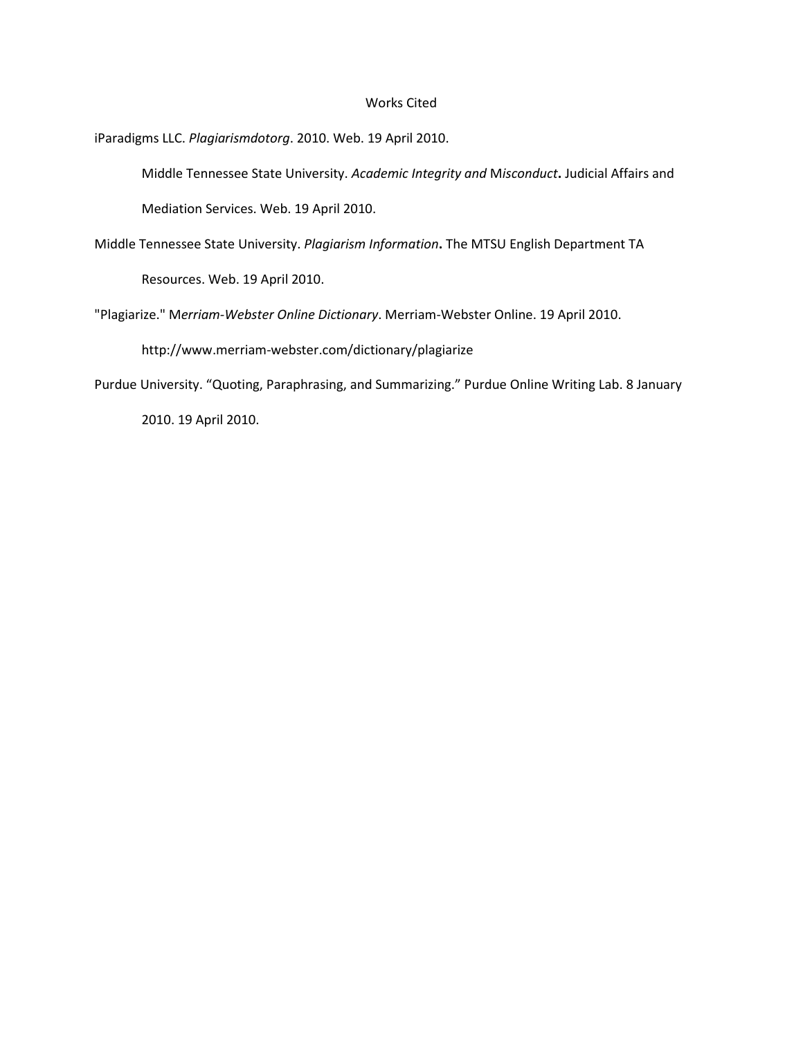Works Cited

iParadigms LLC. *Plagiarismdotorg*. 2010. Web. 19 April 2010.

Middle Tennessee State University. *Academic Integrity and* M*isconduct*. Judicial Affairs and Mediation Services. Web. 19 April 2010.

Middle Tennessee State University. *Plagiarism Information*. The MTSU English Department TA Resources. Web. 19 April 2010.

"Plagiarize." M*erriam-Webster Online Dictionary*. Merriam-Webster Online. 19 April 2010. http://www.merriam-webster.com/dictionary/plagiarize

Purdue University. "Quoting, Paraphrasing, and Summarizing." Purdue Online Writing Lab. 8 January 2010. 19 April 2010.